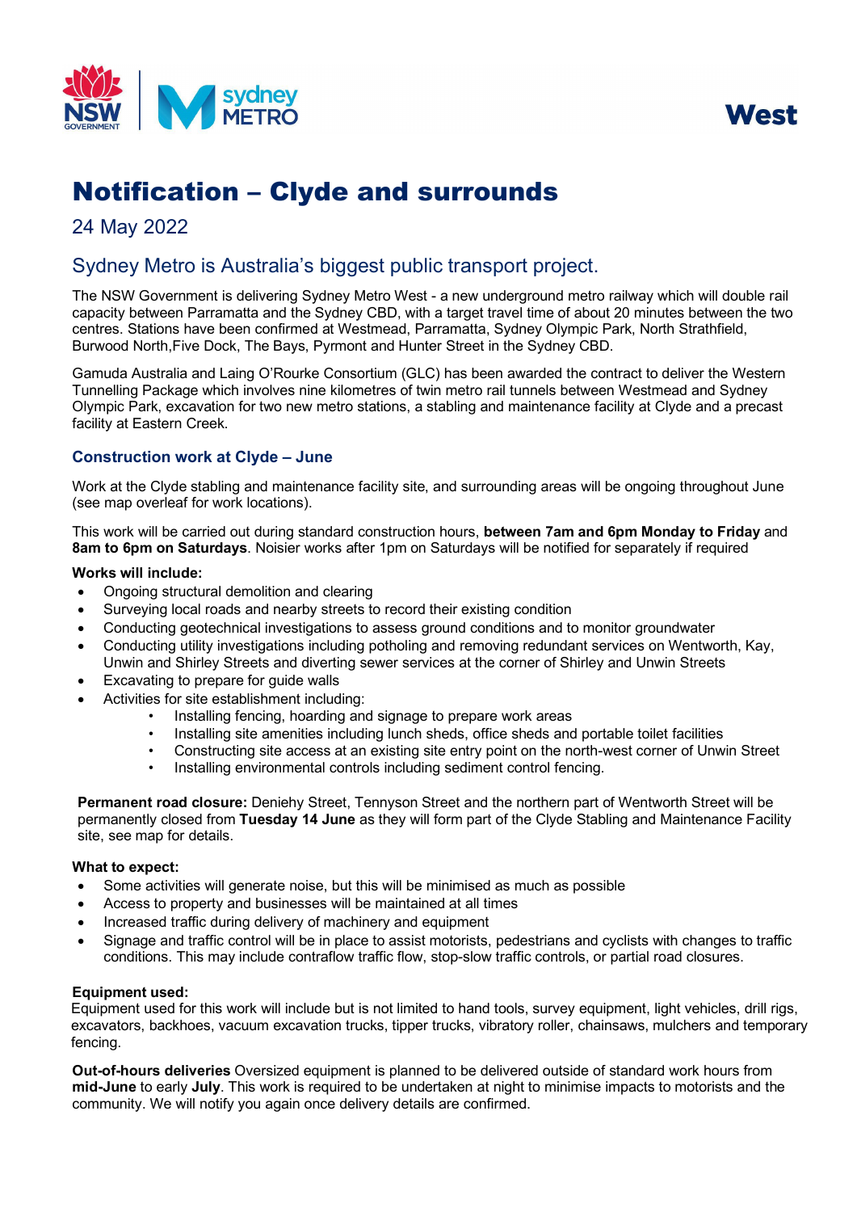West

# Notification – Clyde and surrounds

24 May 2022

## Sydney Metro is Australia's biggest public transport project.

The NSW Government is delivering Sydney Metro West - a new underground metro railway which will double rail capacity between Parramatta and the Sydney CBD, with a target travel time of about 20 minutes between the two centres. Stations have been confirmed at Westmead, Parramatta, Sydney Olympic Park, North Strathfield, Burwood North,Five Dock, The Bays, Pyrmont and Hunter Street in the Sydney CBD.

Gamuda Australia and Laing O'Rourke Consortium (GLC) has been awarded the contract to deliver the Western Tunnelling Package which involves nine kilometres of twin metro rail tunnels between Westmead and Sydney Olympic Park, excavation for two new metro stations, a stabling and maintenance facility at Clyde and a precast facility at Eastern Creek.

### Construction work at Clyde – June

Work at the Clyde stabling and maintenance facility site, and surrounding areas will be ongoing throughout June (see map overleaf for work locations).

This work will be carried out during standard construction hours, **between 7am and 6pm Monday to Friday** and **8am to 6pm on Saturdays**. Noisier works after 1pm on Saturdays will be notified for separately if required

**Works will include:**

- Ongoing structural demolition and clearing
- Surveying local roads and nearby streets to record their existing condition
- Conducting geotechnical investigations to assess ground conditions and to monitor groundwater
- Conducting utility investigations including potholing and removing redundant services on Wentworth, Kay, Unwin and Shirley Streets and diverting sewer services at the corner of Shirley and Unwin Streets
- Excavating to prepare for guide walls
- Activities for site establishment including:
  - Installing fencing, hoarding and signage to prepare work areas
  - Installing site amenities including lunch sheds, office sheds and portable toilet facilities
  - Constructing site access at an existing site entry point on the north-west corner of Unwin Street
  - Installing environmental controls including sediment control fencing.

**Permanent road closure:** Deniehy Street, Tennyson Street and the northern part of Wentworth Street will be permanently closed from **Tuesday 14 June** as they will form part of the Clyde Stabling and Maintenance Facility site, see map for details.

**What to expect:**

- Some activities will generate noise, but this will be minimised as much as possible
- Access to property and businesses will be maintained at all times
- Increased traffic during delivery of machinery and equipment
- Signage and traffic control will be in place to assist motorists, pedestrians and cyclists with changes to traffic conditions. This may include contraflow traffic flow, stop-slow traffic controls, or partial road closures.

**Equipment used:**

Equipment used for this work will include but is not limited to hand tools, survey equipment, light vehicles, drill rigs, excavators, backhoes, vacuum excavation trucks, tipper trucks, vibratory roller, chainsaws, mulchers and temporary fencing.

**Out-of-hours deliveries** Oversized equipment is planned to be delivered outside of standard work hours from **mid-June** to early **July**. This work is required to be undertaken at night to minimise impacts to motorists and the community. We will notify you again once delivery details are confirmed.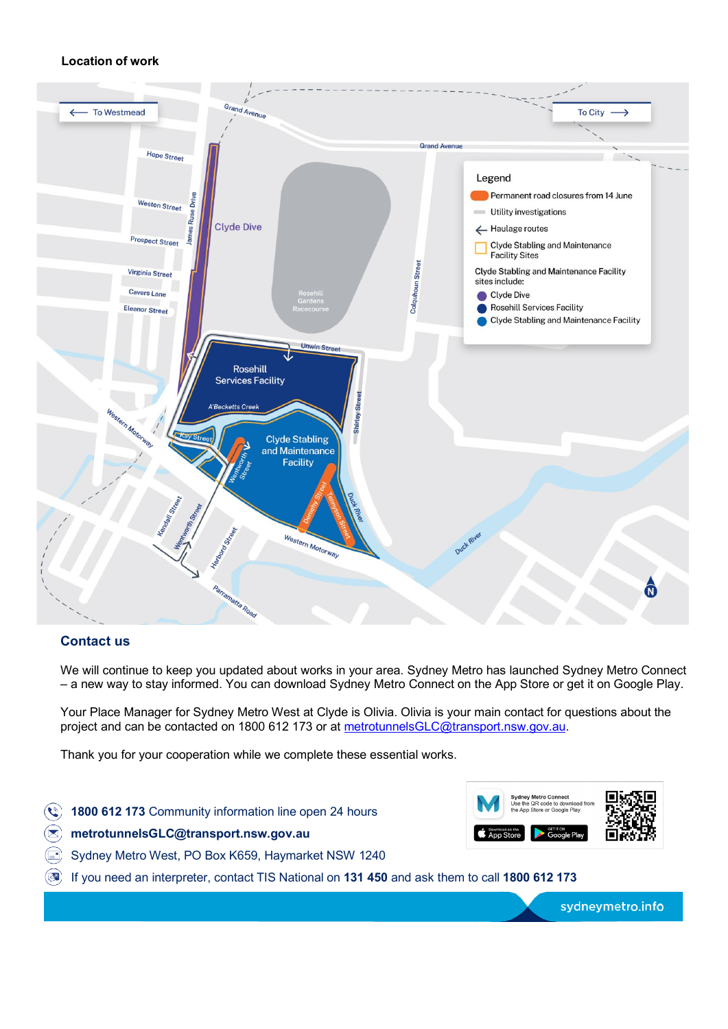**Location of work**

To Westmead

To City

Grand Avenue

Hope Street

Weston Street

Prospect Street

Virginia Street

Cavers Lane

Eleanor Street

James Ruse Drive

Clyde Dive

Rosehill Gardens Racecourse

Colquhoun Street

Unwin Street

Rosehill Services Facility

A'Becketts Creek

Shirley Street

Western Motorway

Kay Street

Clyde Stabling and Maintenance Facility

Wentworth Street

Deniehy Street

Tennyson Street

Duck River

Kendall Street

Harbord Street

Parramatta Road

Legend

Permanent road closures from 14 June

Utility investigations

Haulage routes

Clyde Stabling and Maintenance Facility Sites

Clyde Stabling and Maintenance Facility sites include:

- Clyde Dive
- Rosehill Services Facility
- Clyde Stabling and Maintenance Facility

N

## Contact us

We will continue to keep you updated about works in your area. Sydney Metro has launched Sydney Metro Connect – a new way to stay informed. You can download Sydney Metro Connect on the App Store or get it on Google Play.

Your Place Manager for Sydney Metro West at Clyde is Olivia. Olivia is your main contact for questions about the project and can be contacted on 1800 612 173 or at metrotunnelsGLC@transport.nsw.gov.au.

Thank you for your cooperation while we complete these essential works.

**1800 612 173** Community information line open 24 hours

**metrotunnelsGLC@transport.nsw.gov.au**

Sydney Metro West, PO Box K659, Haymarket NSW 1240

If you need an interpreter, contact TIS National on **131 450** and ask them to call **1800 612 173**

Sydney Metro Connect
Use the QR code to download from the App Store or Google Play.

Download on the App Store

Get it on Google Play

sydneymetro.info